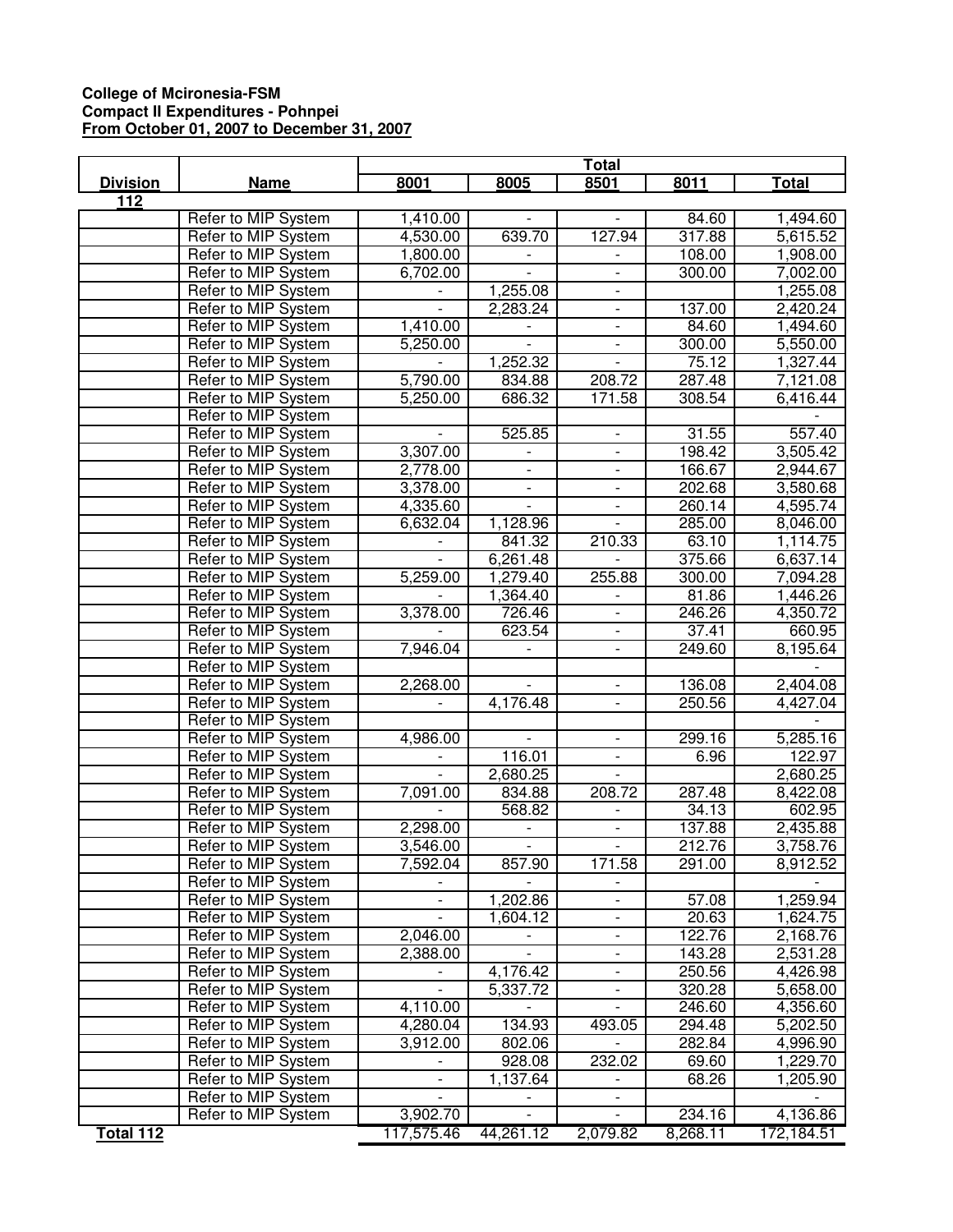**College of Mcironesia-FSM**
**Compact II Expenditures - Pohnpei**
**From October 01, 2007 to December 31, 2007**

| Division | Name | Total | | | | |
|---|---|---|---|---|---|---|
| | | 8001 | 8005 | 8501 | 8011 | Total |
| 112 | | | | | | |
| | Refer to MIP System | 1,410.00 | - | - | 84.60 | 1,494.60 |
| | Refer to MIP System | 4,530.00 | 639.70 | 127.94 | 317.88 | 5,615.52 |
| | Refer to MIP System | 1,800.00 | - | - | 108.00 | 1,908.00 |
| | Refer to MIP System | 6,702.00 | - | - | 300.00 | 7,002.00 |
| | Refer to MIP System | - | 1,255.08 | - | | 1,255.08 |
| | Refer to MIP System | - | 2,283.24 | - | 137.00 | 2,420.24 |
| | Refer to MIP System | 1,410.00 | - | - | 84.60 | 1,494.60 |
| | Refer to MIP System | 5,250.00 | - | - | 300.00 | 5,550.00 |
| | Refer to MIP System | - | 1,252.32 | - | 75.12 | 1,327.44 |
| | Refer to MIP System | 5,790.00 | 834.88 | 208.72 | 287.48 | 7,121.08 |
| | Refer to MIP System | 5,250.00 | 686.32 | 171.58 | 308.54 | 6,416.44 |
| | Refer to MIP System | | | | | - |
| | Refer to MIP System | - | 525.85 | - | 31.55 | 557.40 |
| | Refer to MIP System | 3,307.00 | - | - | 198.42 | 3,505.42 |
| | Refer to MIP System | 2,778.00 | - | - | 166.67 | 2,944.67 |
| | Refer to MIP System | 3,378.00 | - | - | 202.68 | 3,580.68 |
| | Refer to MIP System | 4,335.60 | - | - | 260.14 | 4,595.74 |
| | Refer to MIP System | 6,632.04 | 1,128.96 | - | 285.00 | 8,046.00 |
| | Refer to MIP System | - | 841.32 | 210.33 | 63.10 | 1,114.75 |
| | Refer to MIP System | - | 6,261.48 | - | 375.66 | 6,637.14 |
| | Refer to MIP System | 5,259.00 | 1,279.40 | 255.88 | 300.00 | 7,094.28 |
| | Refer to MIP System | - | 1,364.40 | - | 81.86 | 1,446.26 |
| | Refer to MIP System | 3,378.00 | 726.46 | - | 246.26 | 4,350.72 |
| | Refer to MIP System | - | 623.54 | - | 37.41 | 660.95 |
| | Refer to MIP System | 7,946.04 | - | - | 249.60 | 8,195.64 |
| | Refer to MIP System | | | | | - |
| | Refer to MIP System | 2,268.00 | - | - | 136.08 | 2,404.08 |
| | Refer to MIP System | - | 4,176.48 | - | 250.56 | 4,427.04 |
| | Refer to MIP System | | | | | - |
| | Refer to MIP System | 4,986.00 | - | - | 299.16 | 5,285.16 |
| | Refer to MIP System | - | 116.01 | - | 6.96 | 122.97 |
| | Refer to MIP System | - | 2,680.25 | - | | 2,680.25 |
| | Refer to MIP System | 7,091.00 | 834.88 | 208.72 | 287.48 | 8,422.08 |
| | Refer to MIP System | - | 568.82 | - | 34.13 | 602.95 |
| | Refer to MIP System | 2,298.00 | - | - | 137.88 | 2,435.88 |
| | Refer to MIP System | 3,546.00 | - | - | 212.76 | 3,758.76 |
| | Refer to MIP System | 7,592.04 | 857.90 | 171.58 | 291.00 | 8,912.52 |
| | Refer to MIP System | - | - | - | | - |
| | Refer to MIP System | - | 1,202.86 | - | 57.08 | 1,259.94 |
| | Refer to MIP System | - | 1,604.12 | - | 20.63 | 1,624.75 |
| | Refer to MIP System | 2,046.00 | - | - | 122.76 | 2,168.76 |
| | Refer to MIP System | 2,388.00 | - | - | 143.28 | 2,531.28 |
| | Refer to MIP System | - | 4,176.42 | - | 250.56 | 4,426.98 |
| | Refer to MIP System | - | 5,337.72 | - | 320.28 | 5,658.00 |
| | Refer to MIP System | 4,110.00 | - | - | 246.60 | 4,356.60 |
| | Refer to MIP System | 4,280.04 | 134.93 | 493.05 | 294.48 | 5,202.50 |
| | Refer to MIP System | 3,912.00 | 802.06 | - | 282.84 | 4,996.90 |
| | Refer to MIP System | - | 928.08 | 232.02 | 69.60 | 1,229.70 |
| | Refer to MIP System | - | 1,137.64 | - | 68.26 | 1,205.90 |
| | Refer to MIP System | - | - | - | | - |
| | Refer to MIP System | 3,902.70 | - | - | 234.16 | 4,136.86 |
| Total 112 | | 117,575.46 | 44,261.12 | 2,079.82 | 8,268.11 | 172,184.51 |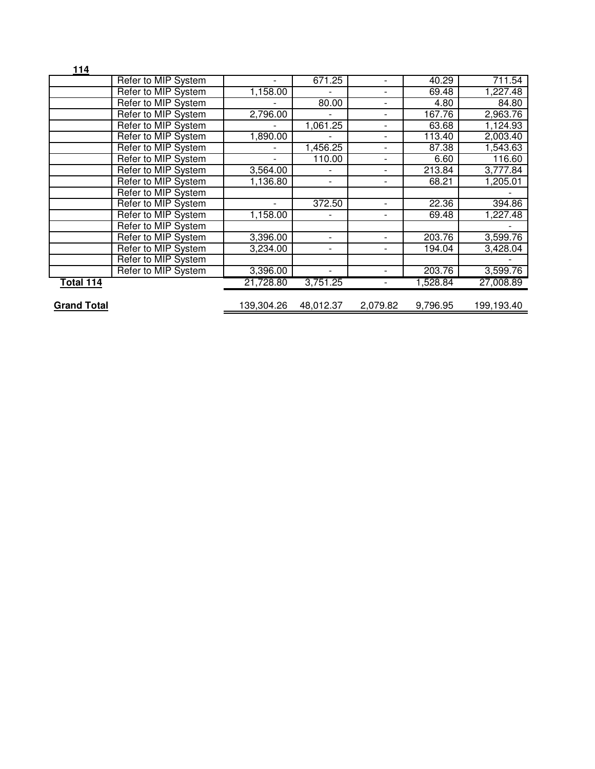**114**

| | | | | | | |
|---|---|---|---|---|---|---|
| | Refer to MIP System | - | 671.25 | - | 40.29 | 711.54 |
| | Refer to MIP System | 1,158.00 | - | - | 69.48 | 1,227.48 |
| | Refer to MIP System | - | 80.00 | - | 4.80 | 84.80 |
| | Refer to MIP System | 2,796.00 | - | - | 167.76 | 2,963.76 |
| | Refer to MIP System | - | 1,061.25 | - | 63.68 | 1,124.93 |
| | Refer to MIP System | 1,890.00 | - | - | 113.40 | 2,003.40 |
| | Refer to MIP System | - | 1,456.25 | - | 87.38 | 1,543.63 |
| | Refer to MIP System | - | 110.00 | - | 6.60 | 116.60 |
| | Refer to MIP System | 3,564.00 | - | - | 213.84 | 3,777.84 |
| | Refer to MIP System | 1,136.80 | - | - | 68.21 | 1,205.01 |
| | Refer to MIP System | | | | | - |
| | Refer to MIP System | - | 372.50 | - | 22.36 | 394.86 |
| | Refer to MIP System | 1,158.00 | - | - | 69.48 | 1,227.48 |
| | Refer to MIP System | | | | | - |
| | Refer to MIP System | 3,396.00 | - | - | 203.76 | 3,599.76 |
| | Refer to MIP System | 3,234.00 | - | - | 194.04 | 3,428.04 |
| | Refer to MIP System | | | | | - |
| | Refer to MIP System | 3,396.00 | - | - | 203.76 | 3,599.76 |
| **Total 114** | | 21,728.80 | 3,751.25 | - | 1,528.84 | 27,008.89 |
| **Grand Total** | | 139,304.26 | 48,012.37 | 2,079.82 | 9,796.95 | 199,193.40 |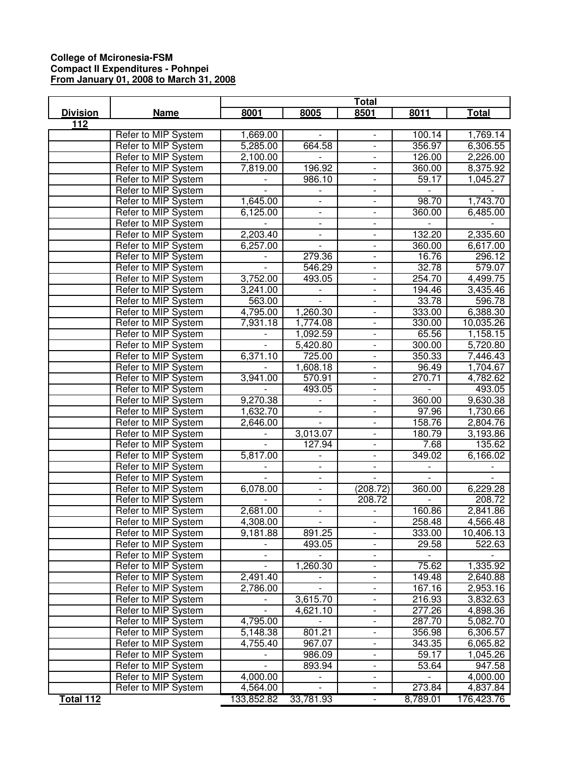**College of Mcironesia-FSM**
**Compact II Expenditures - Pohnpei**
**From January 01, 2008 to March 31, 2008**

| Division | Name | Total | | | | |
|---|---|---|---|---|---|---|
| | | 8001 | 8005 | 8501 | 8011 | Total |
| **112** | | | | | | |
| | Refer to MIP System | 1,669.00 | - | - | 100.14 | 1,769.14 |
| | Refer to MIP System | 5,285.00 | 664.58 | - | 356.97 | 6,306.55 |
| | Refer to MIP System | 2,100.00 | - | - | 126.00 | 2,226.00 |
| | Refer to MIP System | 7,819.00 | 196.92 | - | 360.00 | 8,375.92 |
| | Refer to MIP System | - | 986.10 | - | 59.17 | 1,045.27 |
| | Refer to MIP System | - | - | - | - | - |
| | Refer to MIP System | 1,645.00 | - | - | 98.70 | 1,743.70 |
| | Refer to MIP System | 6,125.00 | - | - | 360.00 | 6,485.00 |
| | Refer to MIP System | - | - | - | - | - |
| | Refer to MIP System | 2,203.40 | - | - | 132.20 | 2,335.60 |
| | Refer to MIP System | 6,257.00 | - | - | 360.00 | 6,617.00 |
| | Refer to MIP System | - | 279.36 | - | 16.76 | 296.12 |
| | Refer to MIP System | - | 546.29 | - | 32.78 | 579.07 |
| | Refer to MIP System | 3,752.00 | 493.05 | - | 254.70 | 4,499.75 |
| | Refer to MIP System | 3,241.00 | - | - | 194.46 | 3,435.46 |
| | Refer to MIP System | 563.00 | - | - | 33.78 | 596.78 |
| | Refer to MIP System | 4,795.00 | 1,260.30 | - | 333.00 | 6,388.30 |
| | Refer to MIP System | 7,931.18 | 1,774.08 | - | 330.00 | 10,035.26 |
| | Refer to MIP System | - | 1,092.59 | - | 65.56 | 1,158.15 |
| | Refer to MIP System | - | 5,420.80 | - | 300.00 | 5,720.80 |
| | Refer to MIP System | 6,371.10 | 725.00 | - | 350.33 | 7,446.43 |
| | Refer to MIP System | - | 1,608.18 | - | 96.49 | 1,704.67 |
| | Refer to MIP System | 3,941.00 | 570.91 | - | 270.71 | 4,782.62 |
| | Refer to MIP System | - | 493.05 | - | - | 493.05 |
| | Refer to MIP System | 9,270.38 | - | - | 360.00 | 9,630.38 |
| | Refer to MIP System | 1,632.70 | - | - | 97.96 | 1,730.66 |
| | Refer to MIP System | 2,646.00 | - | - | 158.76 | 2,804.76 |
| | Refer to MIP System | - | 3,013.07 | - | 180.79 | 3,193.86 |
| | Refer to MIP System | - | 127.94 | - | 7.68 | 135.62 |
| | Refer to MIP System | 5,817.00 | - | - | 349.02 | 6,166.02 |
| | Refer to MIP System | - | - | - | - | - |
| | Refer to MIP System | - | - | - | - | - |
| | Refer to MIP System | 6,078.00 | - | (208.72) | 360.00 | 6,229.28 |
| | Refer to MIP System | - | - | 208.72 | - | 208.72 |
| | Refer to MIP System | 2,681.00 | - | - | 160.86 | 2,841.86 |
| | Refer to MIP System | 4,308.00 | - | - | 258.48 | 4,566.48 |
| | Refer to MIP System | 9,181.88 | 891.25 | - | 333.00 | 10,406.13 |
| | Refer to MIP System | - | 493.05 | - | 29.58 | 522.63 |
| | Refer to MIP System | - | - | - | - | - |
| | Refer to MIP System | - | 1,260.30 | - | 75.62 | 1,335.92 |
| | Refer to MIP System | 2,491.40 | - | - | 149.48 | 2,640.88 |
| | Refer to MIP System | 2,786.00 | - | - | 167.16 | 2,953.16 |
| | Refer to MIP System | - | 3,615.70 | - | 216.93 | 3,832.63 |
| | Refer to MIP System | - | 4,621.10 | - | 277.26 | 4,898.36 |
| | Refer to MIP System | 4,795.00 | - | - | 287.70 | 5,082.70 |
| | Refer to MIP System | 5,148.38 | 801.21 | - | 356.98 | 6,306.57 |
| | Refer to MIP System | 4,755.40 | 967.07 | - | 343.35 | 6,065.82 |
| | Refer to MIP System | - | 986.09 | - | 59.17 | 1,045.26 |
| | Refer to MIP System | - | 893.94 | - | 53.64 | 947.58 |
| | Refer to MIP System | 4,000.00 | - | - | - | 4,000.00 |
| | Refer to MIP System | 4,564.00 | - | - | 273.84 | 4,837.84 |
| **Total 112** | | 133,852.82 | 33,781.93 | - | 8,789.01 | 176,423.76 |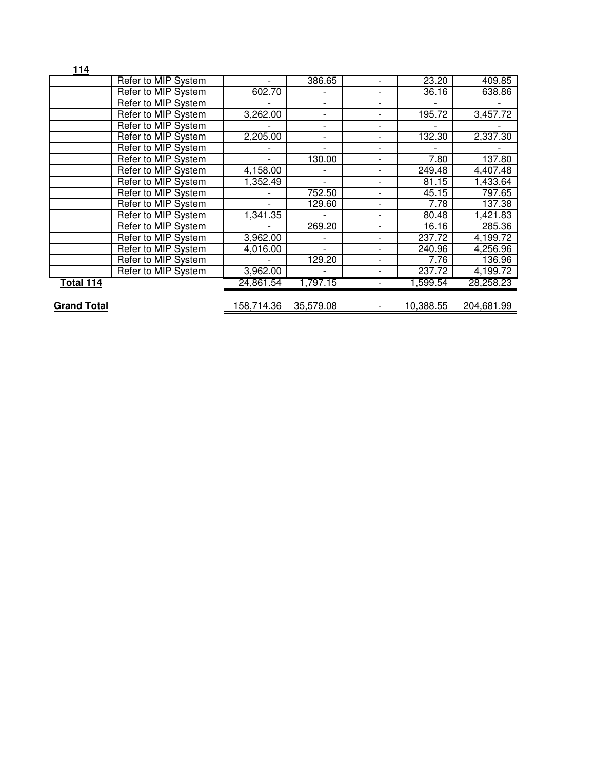**114**

| | | | | | | |
|---|---|---|---|---|---|---|
| | Refer to MIP System | - | 386.65 | - | 23.20 | 409.85 |
| | Refer to MIP System | 602.70 | - | - | 36.16 | 638.86 |
| | Refer to MIP System | - | - | - | - | - |
| | Refer to MIP System | 3,262.00 | - | - | 195.72 | 3,457.72 |
| | Refer to MIP System | - | - | - | - | - |
| | Refer to MIP System | 2,205.00 | - | - | 132.30 | 2,337.30 |
| | Refer to MIP System | - | - | - | - | - |
| | Refer to MIP System | - | 130.00 | - | 7.80 | 137.80 |
| | Refer to MIP System | 4,158.00 | - | - | 249.48 | 4,407.48 |
| | Refer to MIP System | 1,352.49 | - | - | 81.15 | 1,433.64 |
| | Refer to MIP System | - | 752.50 | - | 45.15 | 797.65 |
| | Refer to MIP System | - | 129.60 | - | 7.78 | 137.38 |
| | Refer to MIP System | 1,341.35 | - | - | 80.48 | 1,421.83 |
| | Refer to MIP System | - | 269.20 | - | 16.16 | 285.36 |
| | Refer to MIP System | 3,962.00 | - | - | 237.72 | 4,199.72 |
| | Refer to MIP System | 4,016.00 | - | - | 240.96 | 4,256.96 |
| | Refer to MIP System | - | 129.20 | - | 7.76 | 136.96 |
| | Refer to MIP System | 3,962.00 | - | - | 237.72 | 4,199.72 |
| **Total 114** | | 24,861.54 | 1,797.15 | - | 1,599.54 | 28,258.23 |
| | | | | | | |
| **Grand Total** | | 158,714.36 | 35,579.08 | - | 10,388.55 | 204,681.99 |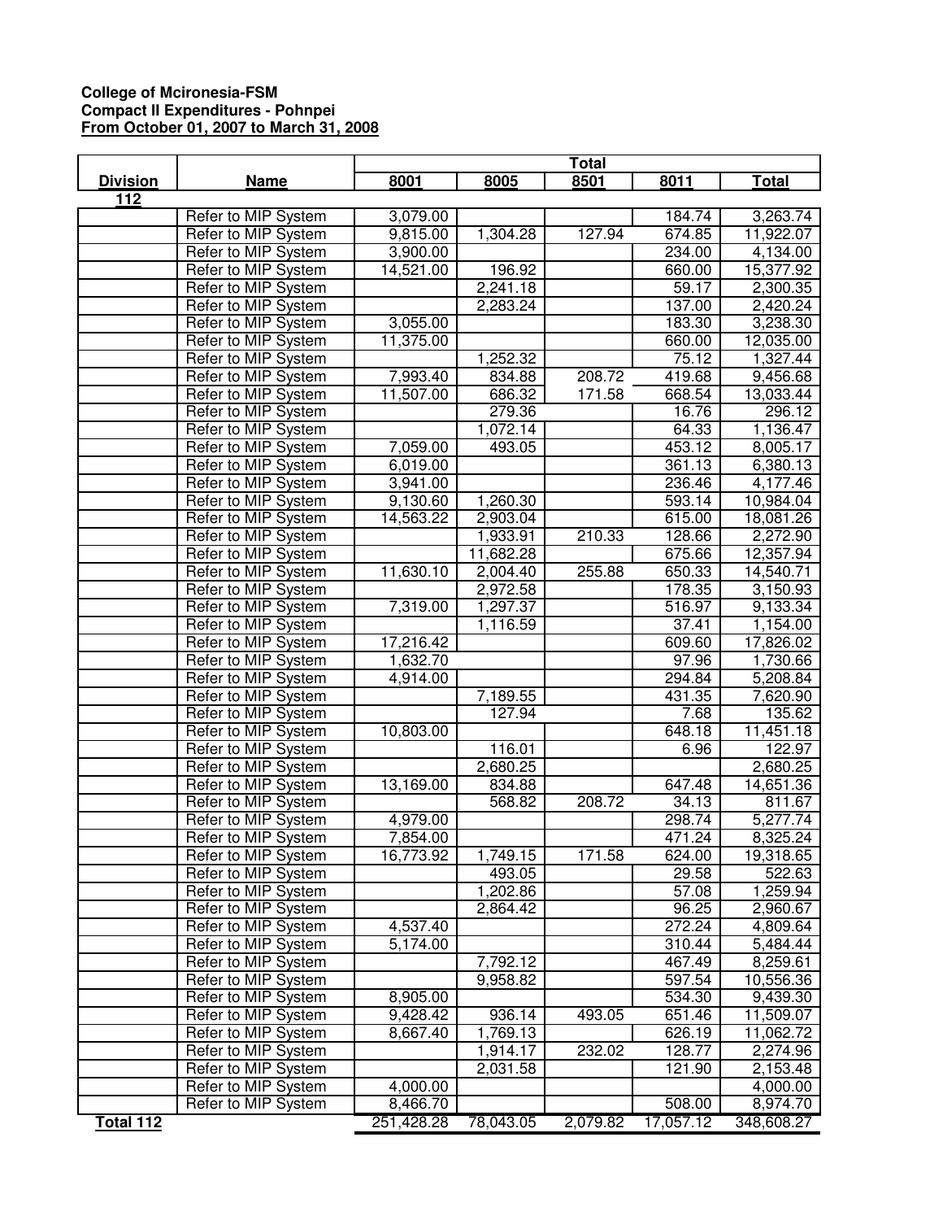**College of Mcironesia-FSM**
**Compact II Expenditures - Pohnpei**
**From October 01, 2007 to March 31, 2008**

| Division | Name | Total | | | | |
|---|---|---|---|---|---|---|
| | | 8001 | 8005 | 8501 | 8011 | Total |
| **112** | | | | | | |
| | Refer to MIP System | 3,079.00 | | | 184.74 | 3,263.74 |
| | Refer to MIP System | 9,815.00 | 1,304.28 | 127.94 | 674.85 | 11,922.07 |
| | Refer to MIP System | 3,900.00 | | | 234.00 | 4,134.00 |
| | Refer to MIP System | 14,521.00 | 196.92 | | 660.00 | 15,377.92 |
| | Refer to MIP System | | 2,241.18 | | 59.17 | 2,300.35 |
| | Refer to MIP System | | 2,283.24 | | 137.00 | 2,420.24 |
| | Refer to MIP System | 3,055.00 | | | 183.30 | 3,238.30 |
| | Refer to MIP System | 11,375.00 | | | 660.00 | 12,035.00 |
| | Refer to MIP System | | 1,252.32 | | 75.12 | 1,327.44 |
| | Refer to MIP System | 7,993.40 | 834.88 | 208.72 | 419.68 | 9,456.68 |
| | Refer to MIP System | 11,507.00 | 686.32 | 171.58 | 668.54 | 13,033.44 |
| | Refer to MIP System | | 279.36 | | 16.76 | 296.12 |
| | Refer to MIP System | | 1,072.14 | | 64.33 | 1,136.47 |
| | Refer to MIP System | 7,059.00 | 493.05 | | 453.12 | 8,005.17 |
| | Refer to MIP System | 6,019.00 | | | 361.13 | 6,380.13 |
| | Refer to MIP System | 3,941.00 | | | 236.46 | 4,177.46 |
| | Refer to MIP System | 9,130.60 | 1,260.30 | | 593.14 | 10,984.04 |
| | Refer to MIP System | 14,563.22 | 2,903.04 | | 615.00 | 18,081.26 |
| | Refer to MIP System | | 1,933.91 | 210.33 | 128.66 | 2,272.90 |
| | Refer to MIP System | | 11,682.28 | | 675.66 | 12,357.94 |
| | Refer to MIP System | 11,630.10 | 2,004.40 | 255.88 | 650.33 | 14,540.71 |
| | Refer to MIP System | | 2,972.58 | | 178.35 | 3,150.93 |
| | Refer to MIP System | 7,319.00 | 1,297.37 | | 516.97 | 9,133.34 |
| | Refer to MIP System | | 1,116.59 | | 37.41 | 1,154.00 |
| | Refer to MIP System | 17,216.42 | | | 609.60 | 17,826.02 |
| | Refer to MIP System | 1,632.70 | | | 97.96 | 1,730.66 |
| | Refer to MIP System | 4,914.00 | | | 294.84 | 5,208.84 |
| | Refer to MIP System | | 7,189.55 | | 431.35 | 7,620.90 |
| | Refer to MIP System | | 127.94 | | 7.68 | 135.62 |
| | Refer to MIP System | 10,803.00 | | | 648.18 | 11,451.18 |
| | Refer to MIP System | | 116.01 | | 6.96 | 122.97 |
| | Refer to MIP System | | 2,680.25 | | | 2,680.25 |
| | Refer to MIP System | 13,169.00 | 834.88 | | 647.48 | 14,651.36 |
| | Refer to MIP System | | 568.82 | 208.72 | 34.13 | 811.67 |
| | Refer to MIP System | 4,979.00 | | | 298.74 | 5,277.74 |
| | Refer to MIP System | 7,854.00 | | | 471.24 | 8,325.24 |
| | Refer to MIP System | 16,773.92 | 1,749.15 | 171.58 | 624.00 | 19,318.65 |
| | Refer to MIP System | | 493.05 | | 29.58 | 522.63 |
| | Refer to MIP System | | 1,202.86 | | 57.08 | 1,259.94 |
| | Refer to MIP System | | 2,864.42 | | 96.25 | 2,960.67 |
| | Refer to MIP System | 4,537.40 | | | 272.24 | 4,809.64 |
| | Refer to MIP System | 5,174.00 | | | 310.44 | 5,484.44 |
| | Refer to MIP System | | 7,792.12 | | 467.49 | 8,259.61 |
| | Refer to MIP System | | 9,958.82 | | 597.54 | 10,556.36 |
| | Refer to MIP System | 8,905.00 | | | 534.30 | 9,439.30 |
| | Refer to MIP System | 9,428.42 | 936.14 | 493.05 | 651.46 | 11,509.07 |
| | Refer to MIP System | 8,667.40 | 1,769.13 | | 626.19 | 11,062.72 |
| | Refer to MIP System | | 1,914.17 | 232.02 | 128.77 | 2,274.96 |
| | Refer to MIP System | | 2,031.58 | | 121.90 | 2,153.48 |
| | Refer to MIP System | 4,000.00 | | | | 4,000.00 |
| | Refer to MIP System | 8,466.70 | | | 508.00 | 8,974.70 |
| **Total 112** | | 251,428.28 | 78,043.05 | 2,079.82 | 17,057.12 | 348,608.27 |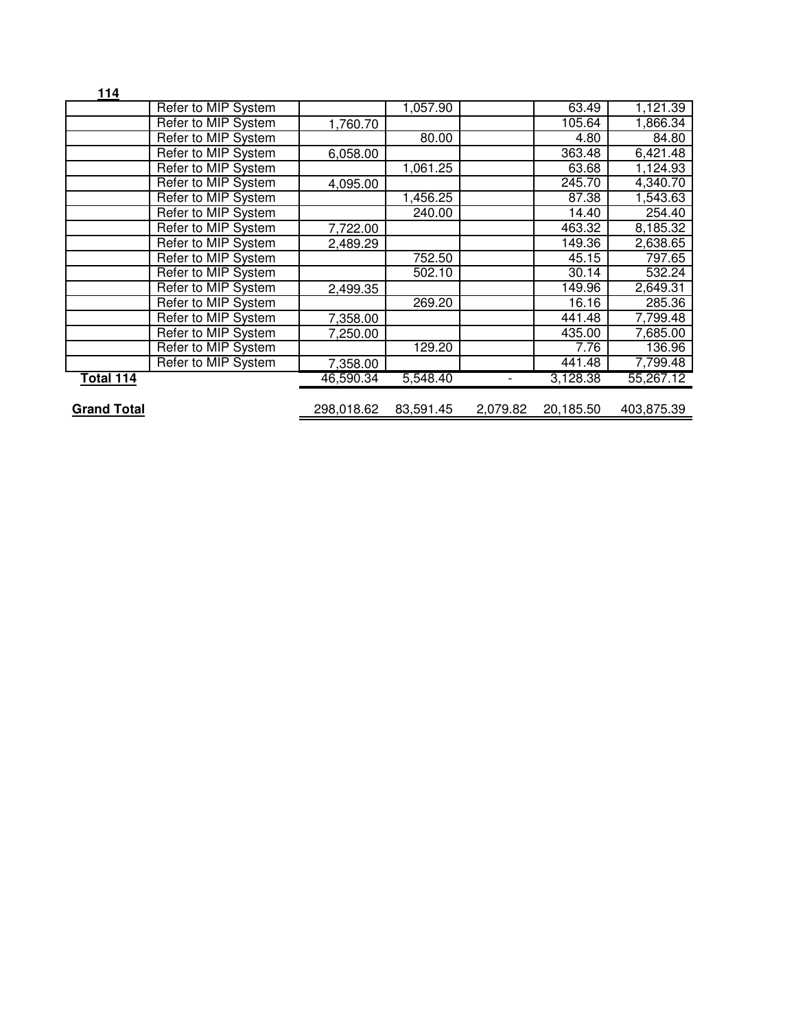**114**

| | | | | | | |
|---|---|---|---|---|---|---|
| | Refer to MIP System | | 1,057.90 | | 63.49 | 1,121.39 |
| | Refer to MIP System | 1,760.70 | | | 105.64 | 1,866.34 |
| | Refer to MIP System | | 80.00 | | 4.80 | 84.80 |
| | Refer to MIP System | 6,058.00 | | | 363.48 | 6,421.48 |
| | Refer to MIP System | | 1,061.25 | | 63.68 | 1,124.93 |
| | Refer to MIP System | 4,095.00 | | | 245.70 | 4,340.70 |
| | Refer to MIP System | | 1,456.25 | | 87.38 | 1,543.63 |
| | Refer to MIP System | | 240.00 | | 14.40 | 254.40 |
| | Refer to MIP System | 7,722.00 | | | 463.32 | 8,185.32 |
| | Refer to MIP System | 2,489.29 | | | 149.36 | 2,638.65 |
| | Refer to MIP System | | 752.50 | | 45.15 | 797.65 |
| | Refer to MIP System | | 502.10 | | 30.14 | 532.24 |
| | Refer to MIP System | 2,499.35 | | | 149.96 | 2,649.31 |
| | Refer to MIP System | | 269.20 | | 16.16 | 285.36 |
| | Refer to MIP System | 7,358.00 | | | 441.48 | 7,799.48 |
| | Refer to MIP System | 7,250.00 | | | 435.00 | 7,685.00 |
| | Refer to MIP System | | 129.20 | | 7.76 | 136.96 |
| | Refer to MIP System | 7,358.00 | | | 441.48 | 7,799.48 |
| **Total 114** | | 46,590.34 | 5,548.40 | - | 3,128.38 | 55,267.12 |
| **Grand Total** | | 298,018.62 | 83,591.45 | 2,079.82 | 20,185.50 | 403,875.39 |